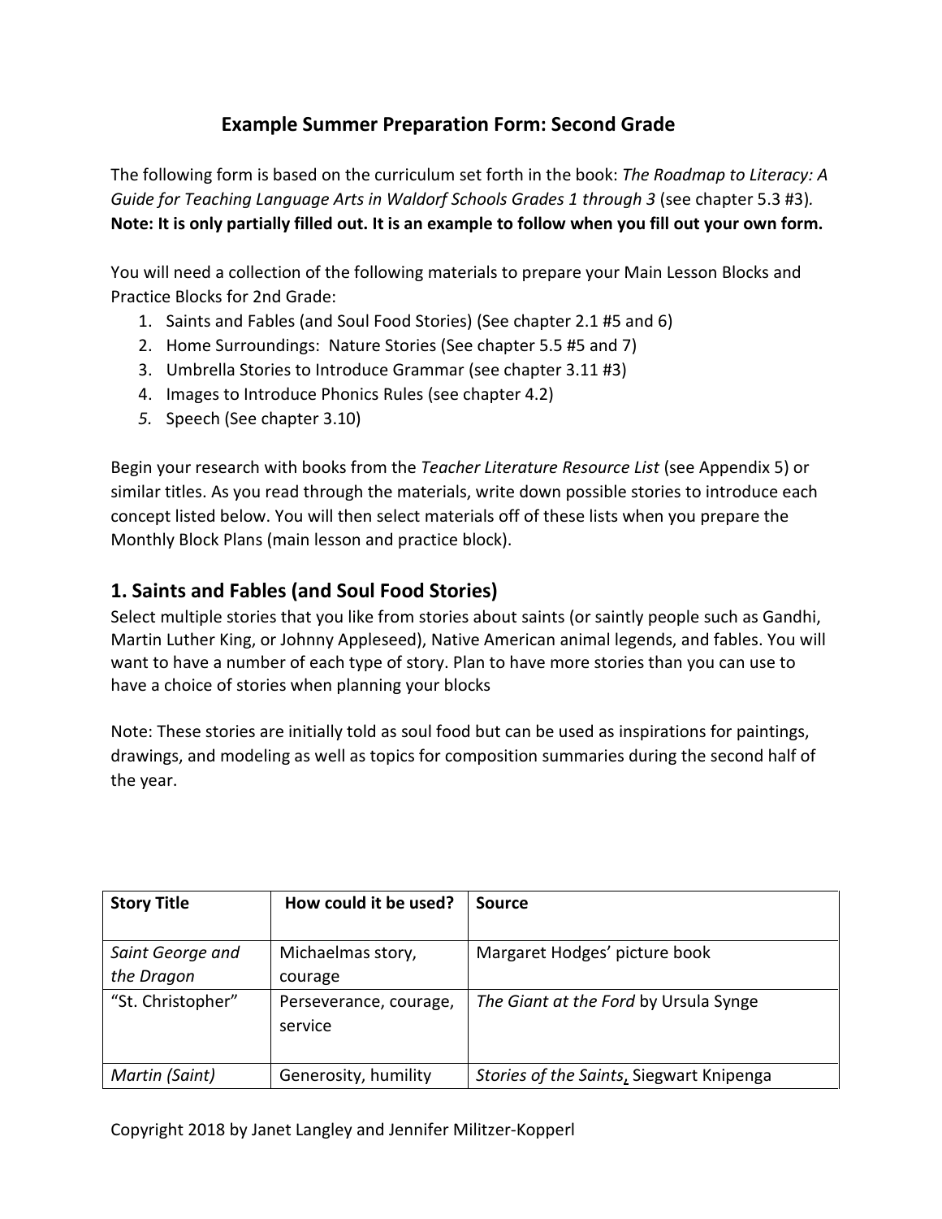## Example Summer Preparation Form: Second Grade

The following form is based on the curriculum set forth in the book: *The Roadmap to Literacy: A Guide for Teaching Language Arts in Waldorf Schools Grades 1 through 3* (see chapter 5.3 #3). **Note: It is only partially filled out. It is an example to follow when you fill out your own form.**

You will need a collection of the following materials to prepare your Main Lesson Blocks and Practice Blocks for 2nd Grade:

1. Saints and Fables (and Soul Food Stories) (See chapter 2.1 #5 and 6)
2. Home Surroundings: Nature Stories (See chapter 5.5 #5 and 7)
3. Umbrella Stories to Introduce Grammar (see chapter 3.11 #3)
4. Images to Introduce Phonics Rules (see chapter 4.2)
5. Speech (See chapter 3.10)

Begin your research with books from the *Teacher Literature Resource List* (see Appendix 5) or similar titles. As you read through the materials, write down possible stories to introduce each concept listed below. You will then select materials off of these lists when you prepare the Monthly Block Plans (main lesson and practice block).

## 1. Saints and Fables (and Soul Food Stories)

Select multiple stories that you like from stories about saints (or saintly people such as Gandhi, Martin Luther King, or Johnny Appleseed), Native American animal legends, and fables. You will want to have a number of each type of story. Plan to have more stories than you can use to have a choice of stories when planning your blocks

Note: These stories are initially told as soul food but can be used as inspirations for paintings, drawings, and modeling as well as topics for composition summaries during the second half of the year.

| Story Title | How could it be used? | Source |
|---|---|---|
| *Saint George and the Dragon* | Michaelmas story, courage | Margaret Hodges' picture book |
| "St. Christopher" | Perseverance, courage, service | *The Giant at the Ford* by Ursula Synge |
| *Martin (Saint)* | Generosity, humility | *Stories of the Saints*, Siegwart Knipenga |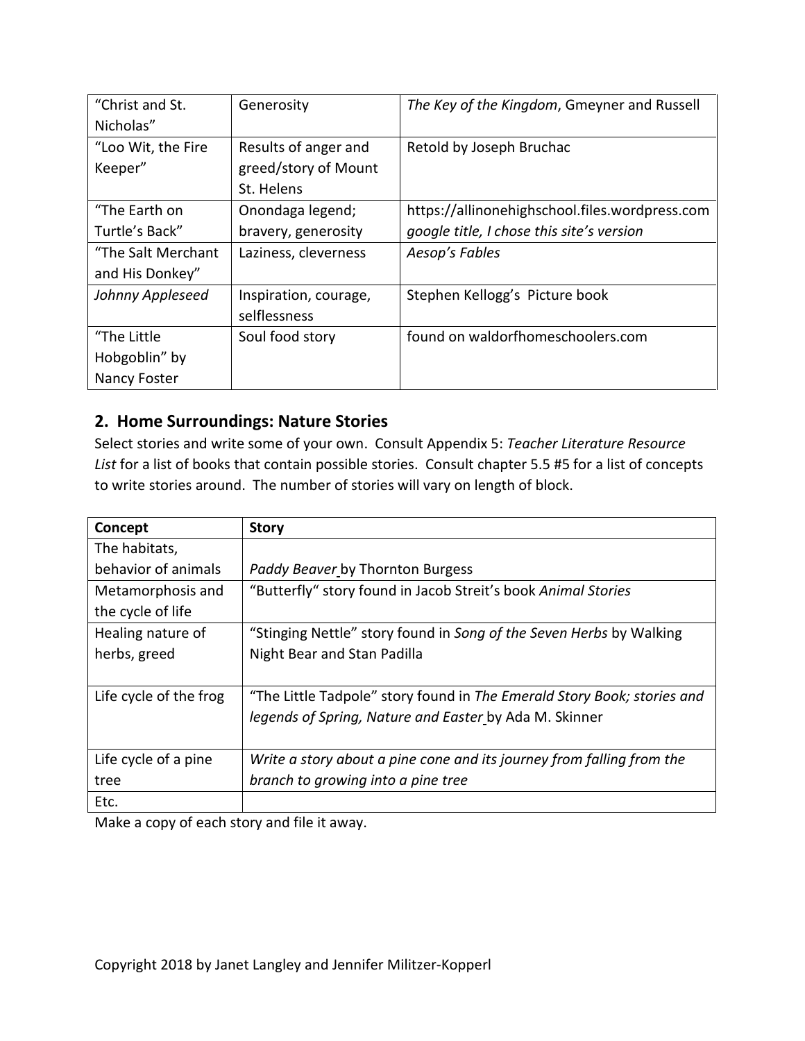| | | |
|---|---|---|
| "Christ and St. Nicholas" | Generosity | *The Key of the Kingdom*, Gmeyner and Russell |
| "Loo Wit, the Fire Keeper" | Results of anger and greed/story of Mount St. Helens | Retold by Joseph Bruchac |
| "The Earth on Turtle's Back" | Onondaga legend; bravery, generosity | https://allinonehighschool.files.wordpress.com *google title, I chose this site's version* |
| "The Salt Merchant and His Donkey" | Laziness, cleverness | *Aesop's Fables* |
| *Johnny Appleseed* | Inspiration, courage, selflessness | Stephen Kellogg's Picture book |
| "The Little Hobgoblin" by Nancy Foster | Soul food story | found on waldorfhomeschoolers.com |

## 2. Home Surroundings: Nature Stories

Select stories and write some of your own. Consult Appendix 5: *Teacher Literature Resource List* for a list of books that contain possible stories. Consult chapter 5.5 #5 for a list of concepts to write stories around. The number of stories will vary on length of block.

| Concept | Story |
|---|---|
| The habitats, behavior of animals | *Paddy Beaver* by Thornton Burgess |
| Metamorphosis and the cycle of life | "Butterfly" story found in Jacob Streit's book *Animal Stories* |
| Healing nature of herbs, greed | "Stinging Nettle" story found in *Song of the Seven Herbs* by Walking Night Bear and Stan Padilla |
| Life cycle of the frog | "The Little Tadpole" story found in *The Emerald Story Book; stories and legends of Spring, Nature and Easter* by Ada M. Skinner |
| Life cycle of a pine tree | *Write a story about a pine cone and its journey from falling from the branch to growing into a pine tree* |
| Etc. | |

Make a copy of each story and file it away.

Copyright 2018 by Janet Langley and Jennifer Militzer-Kopperl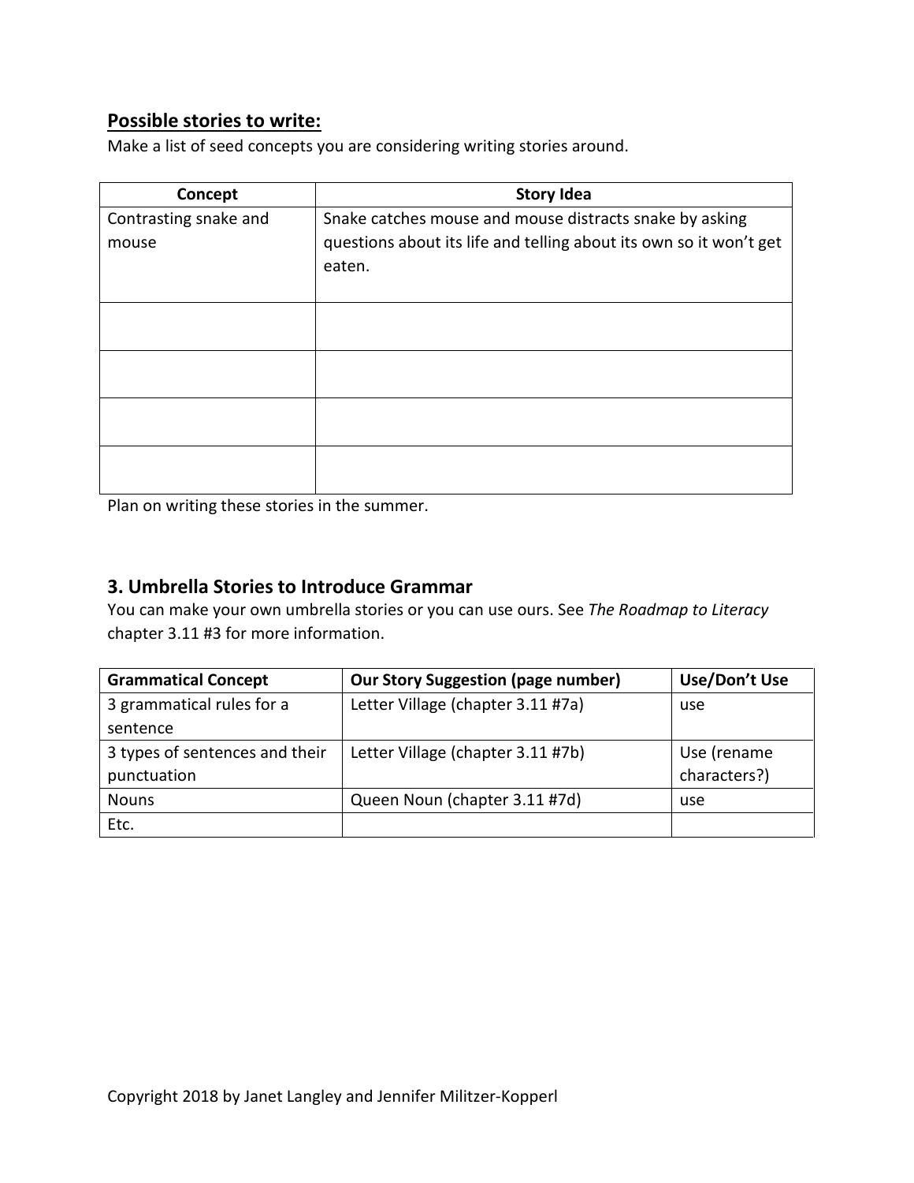## Possible stories to write:

Make a list of seed concepts you are considering writing stories around.

| Concept | Story Idea |
|---|---|
| Contrasting snake and mouse | Snake catches mouse and mouse distracts snake by asking questions about its life and telling about its own so it won't get eaten. |
| | |
| | |
| | |
| | |

Plan on writing these stories in the summer.

## 3. Umbrella Stories to Introduce Grammar

You can make your own umbrella stories or you can use ours. See *The Roadmap to Literacy* chapter 3.11 #3 for more information.

| Grammatical Concept | Our Story Suggestion (page number) | Use/Don't Use |
|---|---|---|
| 3 grammatical rules for a sentence | Letter Village (chapter 3.11 #7a) | use |
| 3 types of sentences and their punctuation | Letter Village (chapter 3.11 #7b) | Use (rename characters?) |
| Nouns | Queen Noun (chapter 3.11 #7d) | use |
| Etc. | | |

Copyright 2018 by Janet Langley and Jennifer Militzer-Kopperl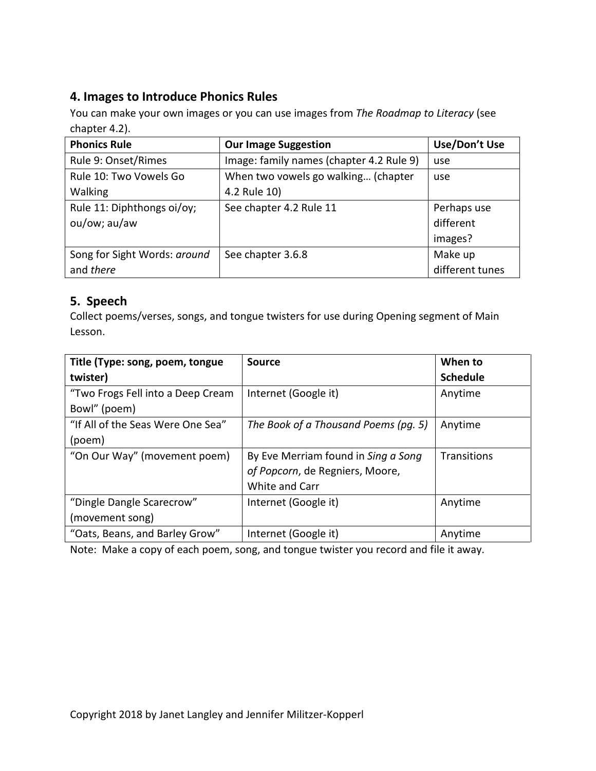## 4. Images to Introduce Phonics Rules

You can make your own images or you can use images from *The Roadmap to Literacy* (see chapter 4.2).

| Phonics Rule | Our Image Suggestion | Use/Don't Use |
|---|---|---|
| Rule 9: Onset/Rimes | Image: family names (chapter 4.2 Rule 9) | use |
| Rule 10: Two Vowels Go Walking | When two vowels go walking… (chapter 4.2 Rule 10) | use |
| Rule 11: Diphthongs oi/oy; ou/ow; au/aw | See chapter 4.2 Rule 11 | Perhaps use different images? |
| Song for Sight Words: *around* and *there* | See chapter 3.6.8 | Make up different tunes |

## 5. Speech

Collect poems/verses, songs, and tongue twisters for use during Opening segment of Main Lesson.

| Title (Type: song, poem, tongue twister) | Source | When to Schedule |
|---|---|---|
| "Two Frogs Fell into a Deep Cream Bowl" (poem) | Internet (Google it) | Anytime |
| "If All of the Seas Were One Sea" (poem) | *The Book of a Thousand Poems (pg. 5)* | Anytime |
| "On Our Way" (movement poem) | By Eve Merriam found in *Sing a Song of Popcorn*, de Regniers, Moore, White and Carr | Transitions |
| "Dingle Dangle Scarecrow" (movement song) | Internet (Google it) | Anytime |
| "Oats, Beans, and Barley Grow" | Internet (Google it) | Anytime |

Note: Make a copy of each poem, song, and tongue twister you record and file it away.

Copyright 2018 by Janet Langley and Jennifer Militzer-Kopperl